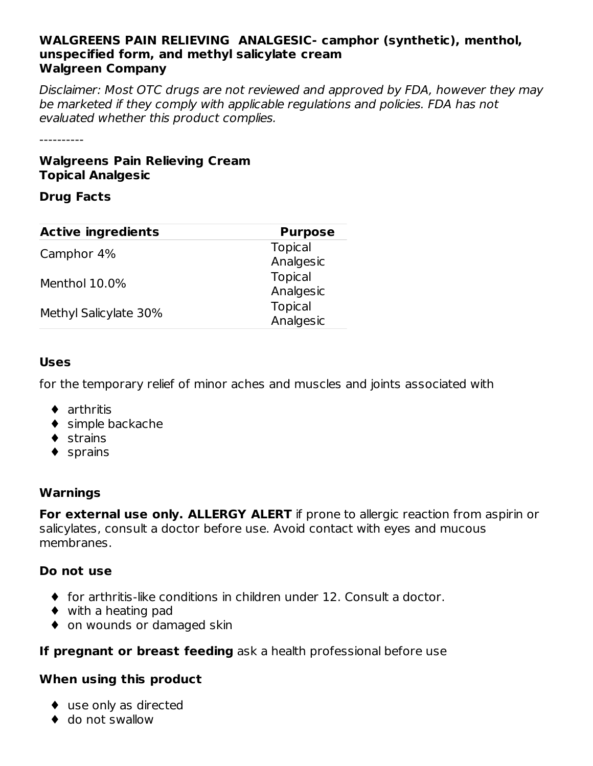**WALGREENS PAIN RELIEVING ANALGESIC- camphor (synthetic), menthol, unspecified form, and methyl salicylate cream**
**Walgreen Company**

*Disclaimer: Most OTC drugs are not reviewed and approved by FDA, however they may be marketed if they comply with applicable regulations and policies. FDA has not evaluated whether this product complies.*

----------

**Walgreens Pain Relieving Cream**
**Topical Analgesic**

**Drug Facts**

| Active ingredients | Purpose |
| --- | --- |
| Camphor 4% | Topical Analgesic |
| Menthol 10.0% | Topical Analgesic |
| Methyl Salicylate 30% | Topical Analgesic |

**Uses**

for the temporary relief of minor aches and muscles and joints associated with

- ♦ arthritis
- ♦ simple backache
- ♦ strains
- ♦ sprains

**Warnings**

**For external use only. ALLERGY ALERT** if prone to allergic reaction from aspirin or salicylates, consult a doctor before use. Avoid contact with eyes and mucous membranes.

**Do not use**

- ♦ for arthritis-like conditions in children under 12. Consult a doctor.
- ♦ with a heating pad
- ♦ on wounds or damaged skin

**If pregnant or breast feeding** ask a health professional before use

**When using this product**

- ♦ use only as directed
- ♦ do not swallow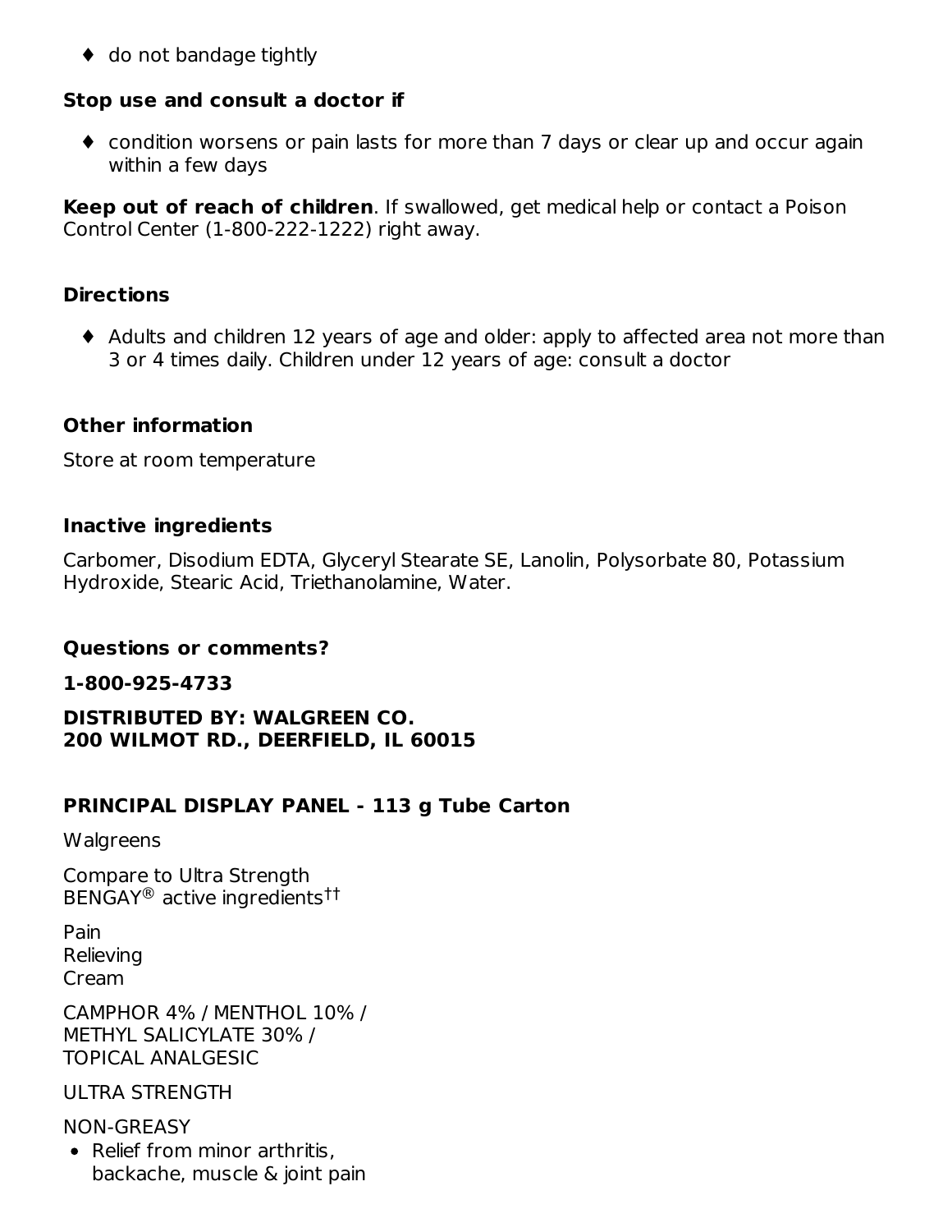- do not bandage tightly

**Stop use and consult a doctor if**

- condition worsens or pain lasts for more than 7 days or clear up and occur again within a few days

**Keep out of reach of children**. If swallowed, get medical help or contact a Poison Control Center (1-800-222-1222) right away.

## Directions

- Adults and children 12 years of age and older: apply to affected area not more than 3 or 4 times daily. Children under 12 years of age: consult a doctor

## Other information

Store at room temperature

## Inactive ingredients

Carbomer, Disodium EDTA, Glyceryl Stearate SE, Lanolin, Polysorbate 80, Potassium Hydroxide, Stearic Acid, Triethanolamine, Water.

## Questions or comments?

**1-800-925-4733**

**DISTRIBUTED BY: WALGREEN CO.**
**200 WILMOT RD., DEERFIELD, IL 60015**

## PRINCIPAL DISPLAY PANEL - 113 g Tube Carton

Walgreens

Compare to Ultra Strength BENGAY® active ingredients††

Pain
Relieving
Cream

CAMPHOR 4% / MENTHOL 10% / METHYL SALICYLATE 30% / TOPICAL ANALGESIC

ULTRA STRENGTH

NON-GREASY

- Relief from minor arthritis, backache, muscle & joint pain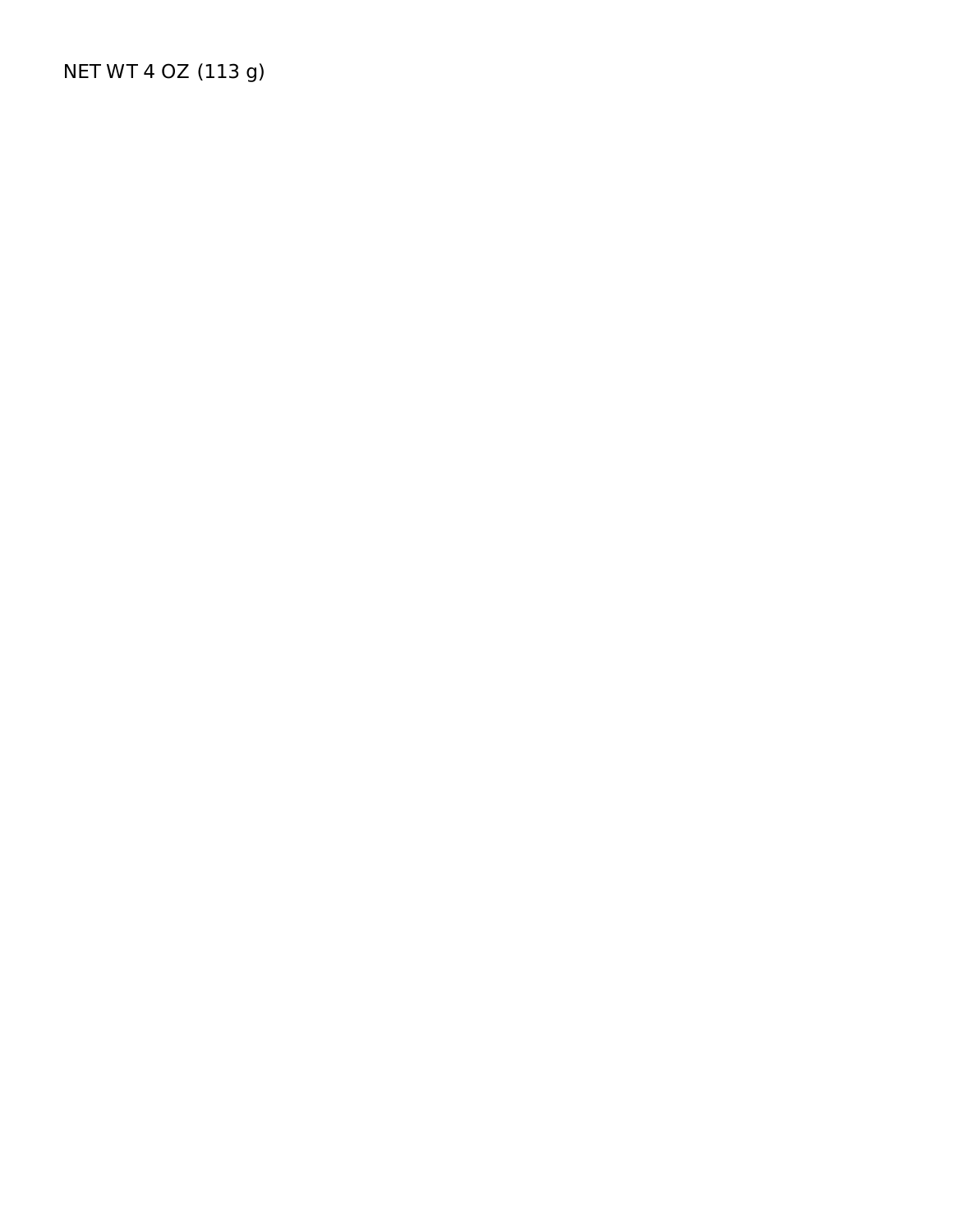NET WT 4 OZ (113 g)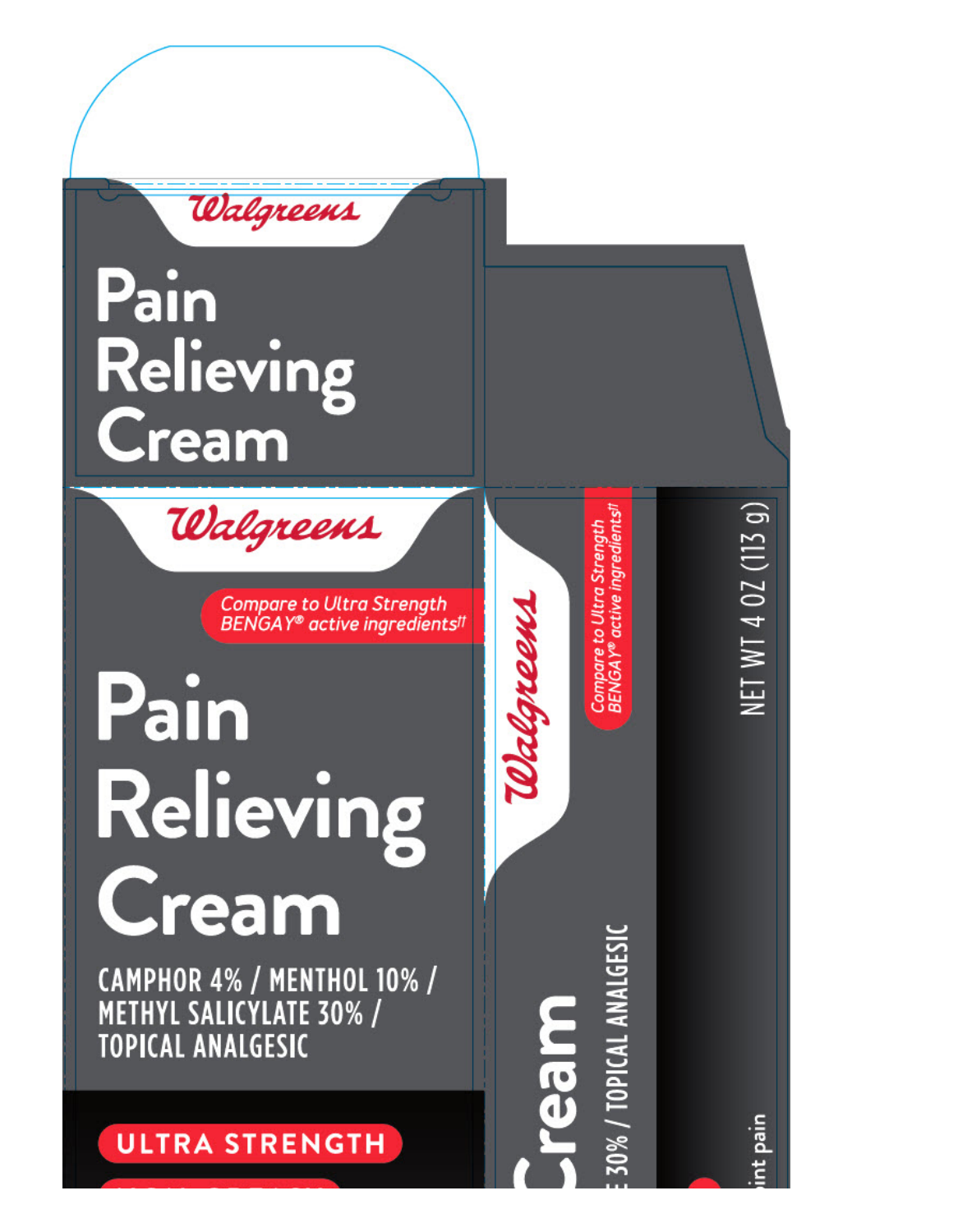Walgreens

# Pain Relieving Cream

Walgreens

Compare to Ultra Strength BENGAY® active ingredients††

# Pain Relieving Cream

CAMPHOR 4% / MENTHOL 10% / METHYL SALICYLATE 30% / TOPICAL ANALGESIC

ULTRA STRENGTH

Walgreens

Compare to Ultra Strength BENGAY® active ingredients††

Cream

E 30% / TOPICAL ANALGESIC

NET WT 4 OZ (113 g)

int pain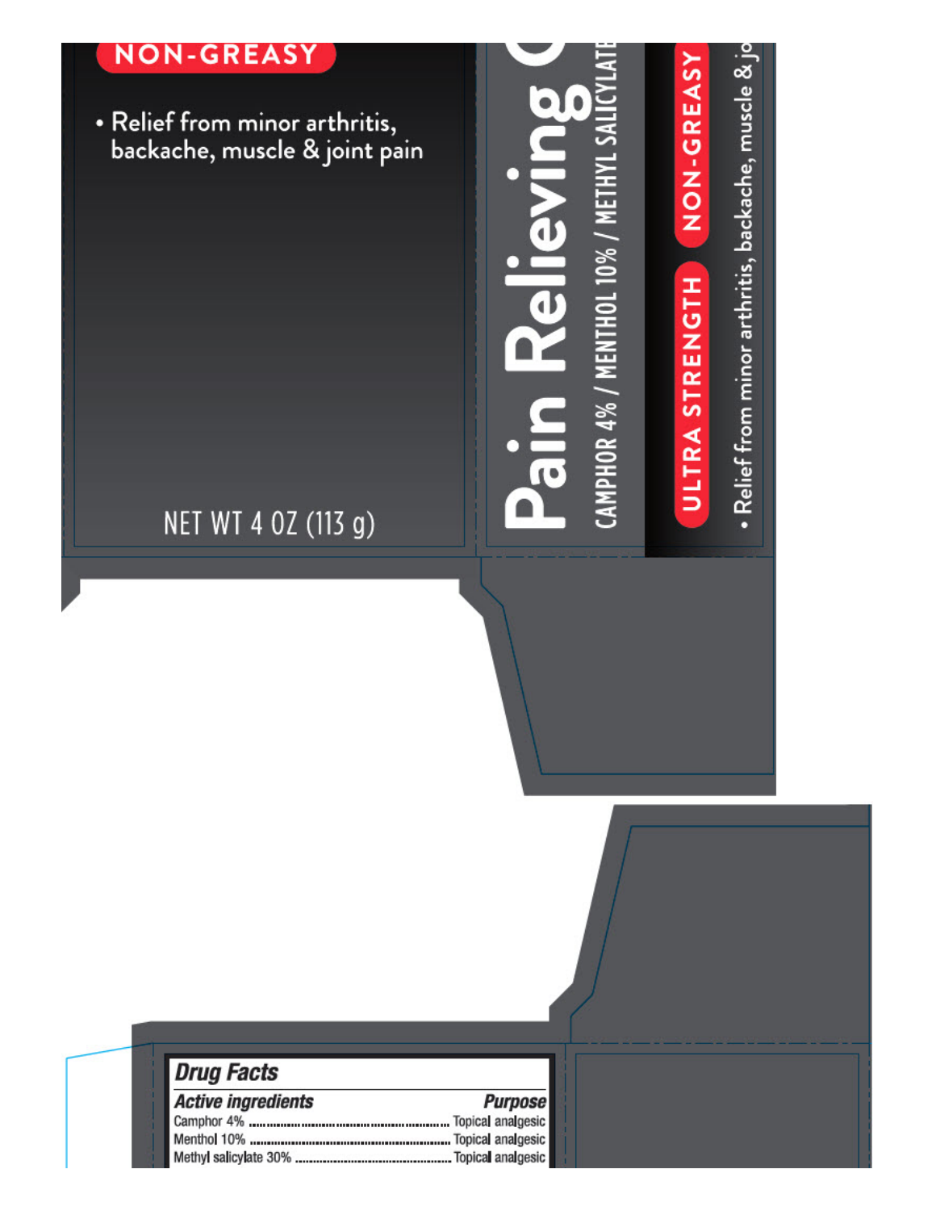NON-GREASY

- Relief from minor arthritis, backache, muscle & joint pain

NET WT 4 OZ (113 g)

Pain Relieving C

CAMPHOR 4% / MENTHOL 10% / METHYL SALICYLATE

ULTRA STRENGTH

NON-GREASY

- Relief from minor arthritis, backache, muscle & jo

## Drug Facts

| Active ingredients | Purpose |
| --- | --- |
| Camphor 4% | Topical analgesic |
| Menthol 10% | Topical analgesic |
| Methyl salicylate 30% | Topical analgesic |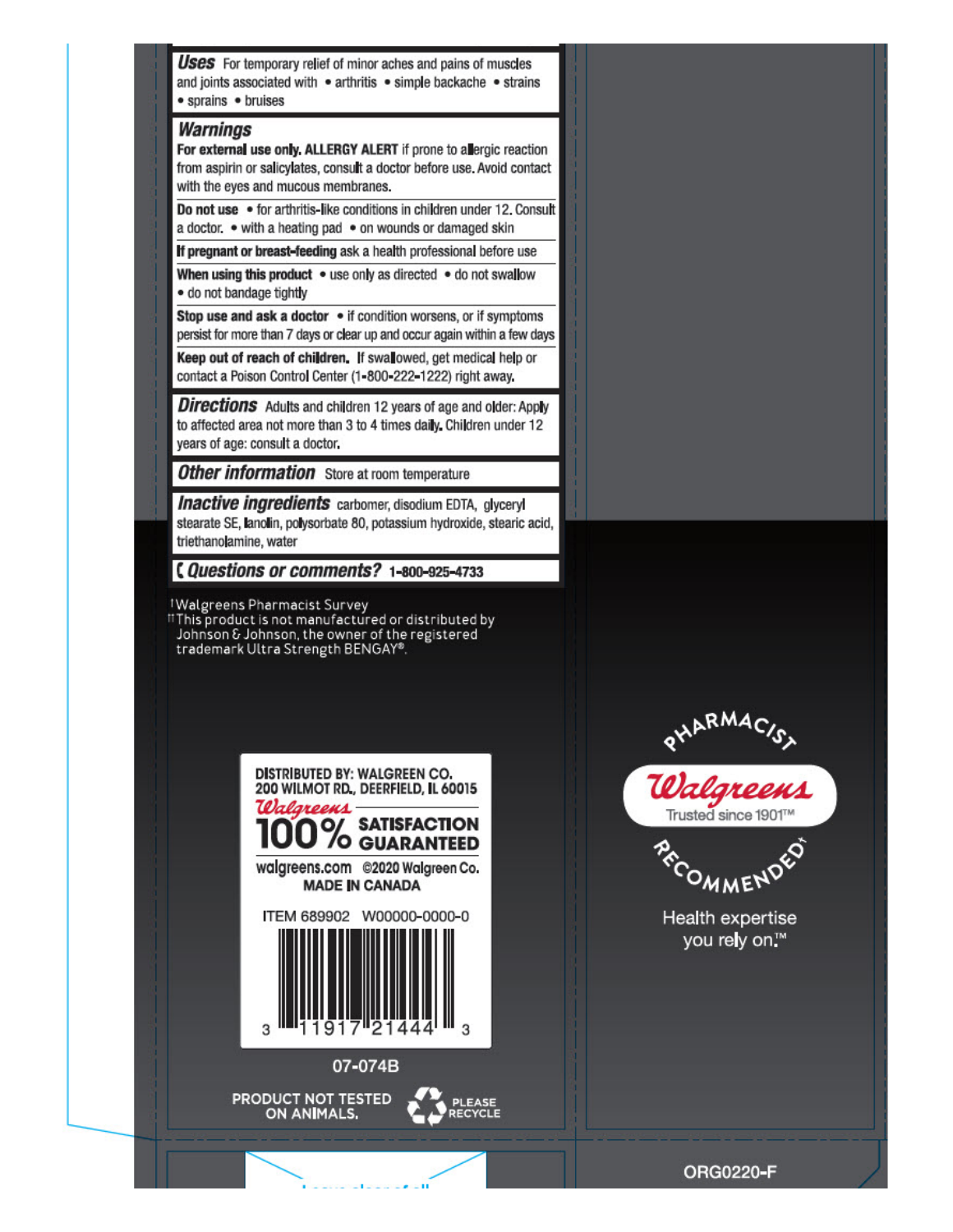**Uses** For temporary relief of minor aches and pains of muscles and joints associated with • arthritis • simple backache • strains • sprains • bruises

## Warnings

**For external use only. ALLERGY ALERT** if prone to allergic reaction from aspirin or salicylates, consult a doctor before use. Avoid contact with the eyes and mucous membranes.

**Do not use** • for arthritis-like conditions in children under 12. Consult a doctor. • with a heating pad • on wounds or damaged skin

**If pregnant or breast-feeding** ask a health professional before use

**When using this product** • use only as directed • do not swallow • do not bandage tightly

**Stop use and ask a doctor** • if condition worsens, or if symptoms persist for more than 7 days or clear up and occur again within a few days

**Keep out of reach of children.** If swallowed, get medical help or contact a Poison Control Center (1-800-222-1222) right away.

**Directions** Adults and children 12 years of age and older: Apply to affected area not more than 3 to 4 times daily. Children under 12 years of age: consult a doctor.

**Other information** Store at room temperature

**Inactive ingredients** carbomer, disodium EDTA, glyceryl stearate SE, lanolin, polysorbate 80, potassium hydroxide, stearic acid, triethanolamine, water

**Questions or comments?** 1-800-925-4733

†Walgreens Pharmacist Survey
††This product is not manufactured or distributed by Johnson & Johnson, the owner of the registered trademark Ultra Strength BENGAY®.

DISTRIBUTED BY: WALGREEN CO.
200 WILMOT RD., DEERFIELD, IL 60015

Walgreens 100% SATISFACTION GUARANTEED

walgreens.com ©2020 Walgreen Co.
MADE IN CANADA

ITEM 689902 W00000-0000-0

3 11917 21444 3

07-074B

PRODUCT NOT TESTED ON ANIMALS. PLEASE RECYCLE

PHARMACIST RECOMMENDED†
Walgreens Trusted since 1901™

Health expertise you rely on.™

ORG0220-F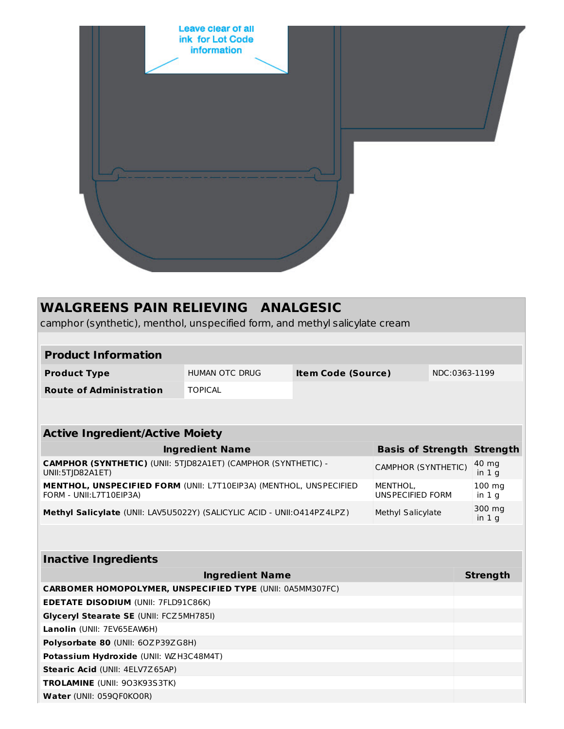Leave clear of all ink for Lot Code information

## WALGREENS PAIN RELIEVING ANALGESIC

camphor (synthetic), menthol, unspecified form, and methyl salicylate cream

| **Product Information** | | | |
|---|---|---|---|
| **Product Type** | HUMAN OTC DRUG | **Item Code (Source)** | NDC:0363-1199 |
| **Route of Administration** | TOPICAL | | |

| **Active Ingredient/Active Moiety** | | |
|---|---|---|
| **Ingredient Name** | **Basis of Strength** | **Strength** |
| **CAMPHOR (SYNTHETIC)** (UNII: 5TJD82A1ET) (CAMPHOR (SYNTHETIC) - UNII:5TJD82A1ET) | CAMPHOR (SYNTHETIC) | 40 mg in 1 g |
| **MENTHOL, UNSPECIFIED FORM** (UNII: L7T10EIP3A) (MENTHOL, UNSPECIFIED FORM - UNII:L7T10EIP3A) | MENTHOL, UNSPECIFIED FORM | 100 mg in 1 g |
| **Methyl Salicylate** (UNII: LAV5U5022Y) (SALICYLIC ACID - UNII:O414PZ4LPZ) | Methyl Salicylate | 300 mg in 1 g |

| **Inactive Ingredients** | |
|---|---|
| **Ingredient Name** | **Strength** |
| **CARBOMER HOMOPOLYMER, UNSPECIFIED TYPE** (UNII: 0A5MM307FC) | |
| **EDETATE DISODIUM** (UNII: 7FLD91C86K) | |
| **Glyceryl Stearate SE** (UNII: FCZ5MH785I) | |
| **Lanolin** (UNII: 7EV65EAW6H) | |
| **Polysorbate 80** (UNII: 6OZP39ZG8H) | |
| **Potassium Hydroxide** (UNII: WZH3C48M4T) | |
| **Stearic Acid** (UNII: 4ELV7Z65AP) | |
| **TROLAMINE** (UNII: 9O3K93S3TK) | |
| **Water** (UNII: 059QF0KO0R) | |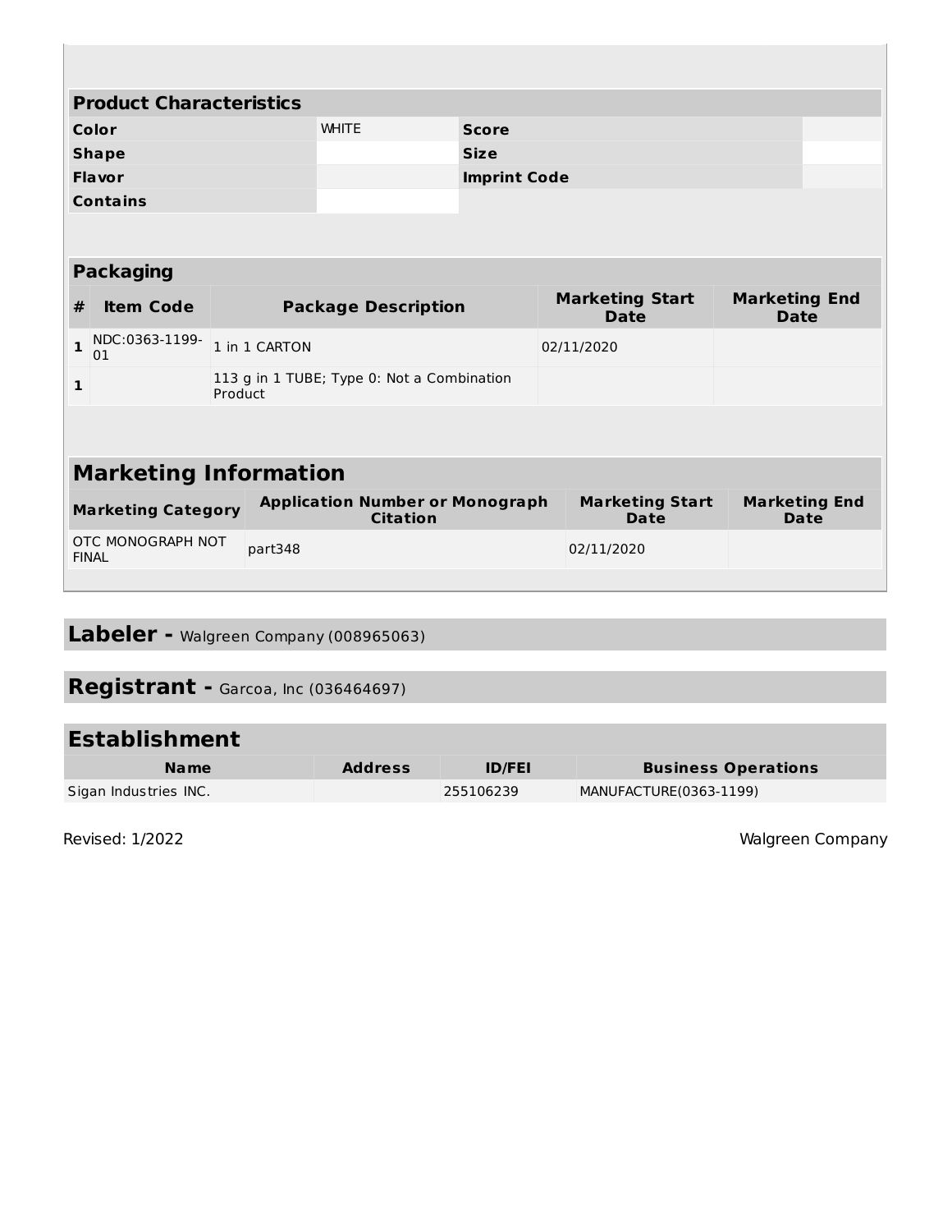| Product Characteristics | | | |
|---|---|---|---|
| **Color** | WHITE | **Score** | |
| **Shape** | | **Size** | |
| **Flavor** | | **Imprint Code** | |
| **Contains** | | | |

### Packaging

| # | Item Code | Package Description | Marketing Start Date | Marketing End Date |
|---|---|---|---|---|
| 1 | NDC:0363-1199-01 | 1 in 1 CARTON | 02/11/2020 | |
| 1 | | 113 g in 1 TUBE; Type 0: Not a Combination Product | | |

### Marketing Information

| Marketing Category | Application Number or Monograph Citation | Marketing Start Date | Marketing End Date |
|---|---|---|---|
| OTC MONOGRAPH NOT FINAL | part348 | 02/11/2020 | |

## Labeler - Walgreen Company (008965063)

## Registrant - Garcoa, Inc (036464697)

## Establishment

| Name | Address | ID/FEI | Business Operations |
|---|---|---|---|
| Sigan Industries INC. | | 255106239 | MANUFACTURE(0363-1199) |

Revised: 1/2022

Walgreen Company